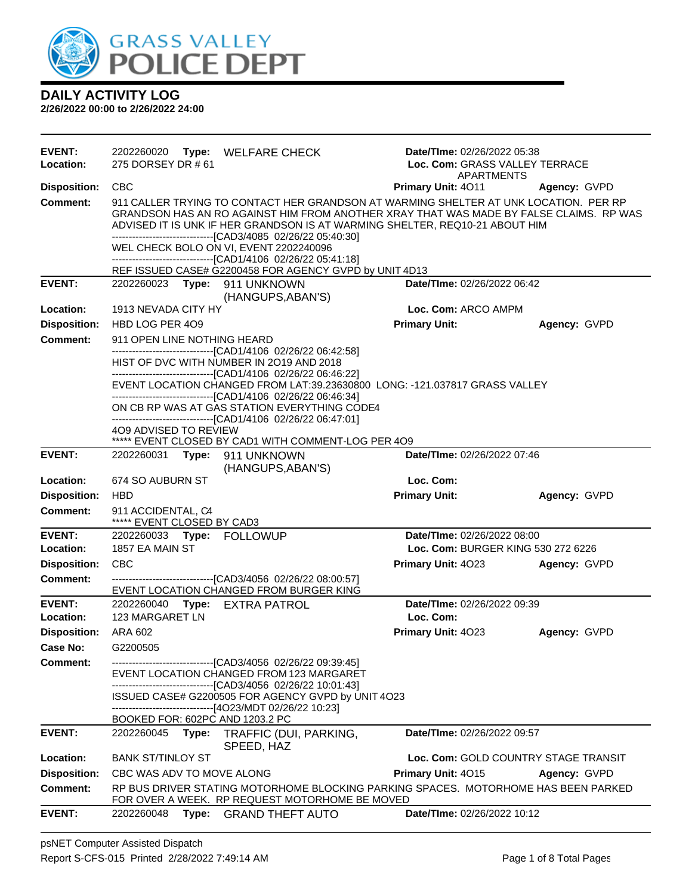GRASS VALLEY POLICE DEPT

## DAILY ACTIVITY LOG

**2/26/2022 00:00 to 2/26/2022 24:00**

---

**EVENT:** 2202260020 **Type:** WELFARE CHECK **Date/TIme:** 02/26/2022 05:38
**Location:** 275 DORSEY DR # 61 **Loc. Com:** GRASS VALLEY TERRACE APARTMENTS
**Disposition:** CBC **Primary Unit:** 4O11 **Agency:** GVPD
**Comment:** 911 CALLER TRYING TO CONTACT HER GRANDSON AT WARMING SHELTER AT UNK LOCATION. PER RP GRANDSON HAS AN RO AGAINST HIM FROM ANOTHER XRAY THAT WAS MADE BY FALSE CLAIMS. RP WAS ADVISED IT IS UNK IF HER GRANDSON IS AT WARMING SHELTER, REQ10-21 ABOUT HIM
------------------------------[CAD3/4085 02/26/22 05:40:30]
WEL CHECK BOLO ON VI, EVENT 2202240096
------------------------------[CAD1/4106 02/26/22 05:41:18]
REF ISSUED CASE# G2200458 FOR AGENCY GVPD by UNIT 4D13

---

**EVENT:** 2202260023 **Type:** 911 UNKNOWN (HANGUPS,ABAN'S) **Date/TIme:** 02/26/2022 06:42
**Location:** 1913 NEVADA CITY HY **Loc. Com:** ARCO AMPM
**Disposition:** HBD LOG PER 4O9 **Primary Unit:** **Agency:** GVPD
**Comment:** 911 OPEN LINE NOTHING HEARD
------------------------------[CAD1/4106 02/26/22 06:42:58]
HIST OF DVC WITH NUMBER IN 2O19 AND 2018
------------------------------[CAD1/4106 02/26/22 06:46:22]
EVENT LOCATION CHANGED FROM LAT:39.23630800 LONG: -121.037817 GRASS VALLEY
------------------------------[CAD1/4106 02/26/22 06:46:34]
ON CB RP WAS AT GAS STATION EVERYTHING CODE4
------------------------------[CAD1/4106 02/26/22 06:47:01]
4O9 ADVISED TO REVIEW
***** EVENT CLOSED BY CAD1 WITH COMMENT-LOG PER 4O9

---

**EVENT:** 2202260031 **Type:** 911 UNKNOWN (HANGUPS,ABAN'S) **Date/TIme:** 02/26/2022 07:46
**Location:** 674 SO AUBURN ST **Loc. Com:**
**Disposition:** HBD **Primary Unit:** **Agency:** GVPD
**Comment:** 911 ACCIDENTAL, C4
***** EVENT CLOSED BY CAD3

---

**EVENT:** 2202260033 **Type:** FOLLOWUP **Date/TIme:** 02/26/2022 08:00
**Location:** 1857 EA MAIN ST **Loc. Com:** BURGER KING 530 272 6226
**Disposition:** CBC **Primary Unit:** 4O23 **Agency:** GVPD
**Comment:** ------------------------------[CAD3/4056 02/26/22 08:00:57]
EVENT LOCATION CHANGED FROM BURGER KING

---

**EVENT:** 2202260040 **Type:** EXTRA PATROL **Date/TIme:** 02/26/2022 09:39
**Location:** 123 MARGARET LN **Loc. Com:**
**Disposition:** ARA 602 **Primary Unit:** 4O23 **Agency:** GVPD
**Case No:** G2200505
**Comment:** ------------------------------[CAD3/4056 02/26/22 09:39:45]
EVENT LOCATION CHANGED FROM 123 MARGARET
------------------------------[CAD3/4056 02/26/22 10:01:43]
ISSUED CASE# G2200505 FOR AGENCY GVPD by UNIT 4O23
------------------------------[4O23/MDT 02/26/22 10:23]
BOOKED FOR: 602PC AND 1203.2 PC

---

**EVENT:** 2202260045 **Type:** TRAFFIC (DUI, PARKING, SPEED, HAZ **Date/TIme:** 02/26/2022 09:57
**Location:** BANK ST/TINLOY ST **Loc. Com:** GOLD COUNTRY STAGE TRANSIT
**Disposition:** CBC WAS ADV TO MOVE ALONG **Primary Unit:** 4O15 **Agency:** GVPD
**Comment:** RP BUS DRIVER STATING MOTORHOME BLOCKING PARKING SPACES. MOTORHOME HAS BEEN PARKED FOR OVER A WEEK. RP REQUEST MOTORHOME BE MOVED

---

**EVENT:** 2202260048 **Type:** GRAND THEFT AUTO **Date/TIme:** 02/26/2022 10:12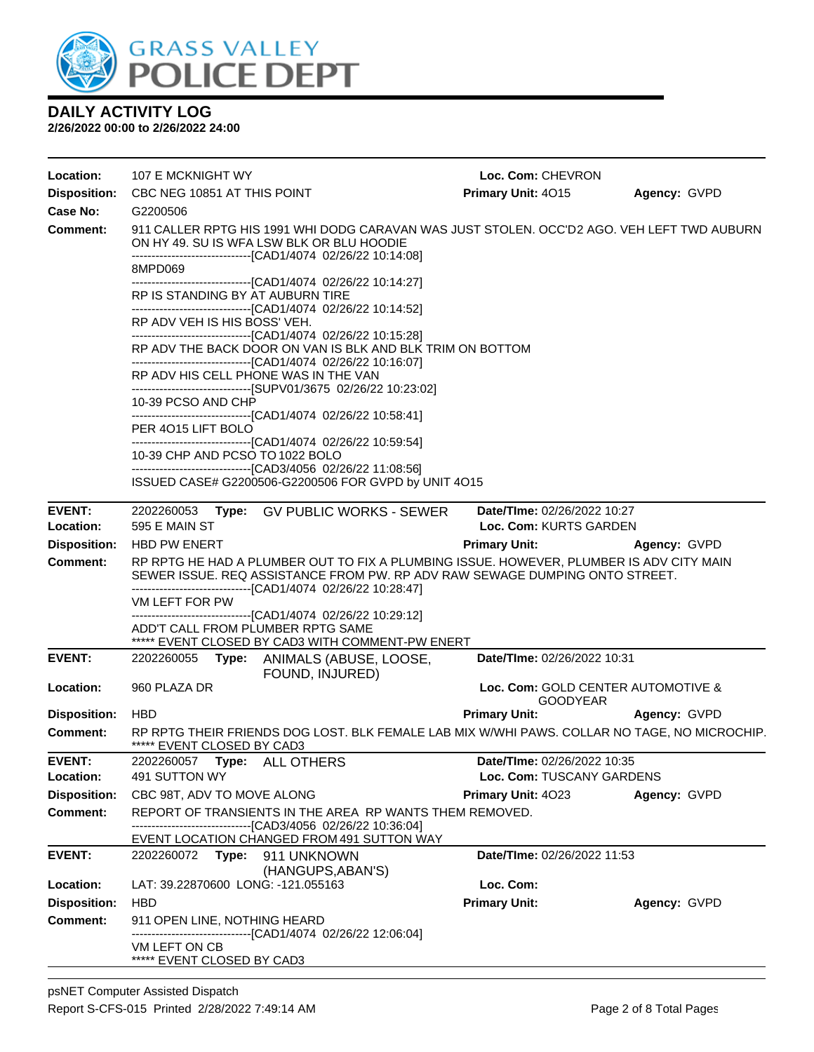# DAILY ACTIVITY LOG

**2/26/2022 00:00 to 2/26/2022 24:00**

**Location:** 107 E MCKNIGHT WY **Loc. Com:** CHEVRON
**Disposition:** CBC NEG 10851 AT THIS POINT **Primary Unit:** 4O15 **Agency:** GVPD
**Case No:** G2200506
**Comment:** 911 CALLER RPTG HIS 1991 WHI DODG CARAVAN WAS JUST STOLEN. OCC'D2 AGO. VEH LEFT TWD AUBURN ON HY 49. SU IS WFA LSW BLK OR BLU HOODIE
------------------------------[CAD1/4074 02/26/22 10:14:08]
8MPD069
------------------------------[CAD1/4074 02/26/22 10:14:27]
RP IS STANDING BY AT AUBURN TIRE
------------------------------[CAD1/4074 02/26/22 10:14:52]
RP ADV VEH IS HIS BOSS' VEH.
------------------------------[CAD1/4074 02/26/22 10:15:28]
RP ADV THE BACK DOOR ON VAN IS BLK AND BLK TRIM ON BOTTOM
------------------------------[CAD1/4074 02/26/22 10:16:07]
RP ADV HIS CELL PHONE WAS IN THE VAN
------------------------------[SUPV01/3675 02/26/22 10:23:02]
10-39 PCSO AND CHP
------------------------------[CAD1/4074 02/26/22 10:58:41]
PER 4O15 LIFT BOLO
------------------------------[CAD1/4074 02/26/22 10:59:54]
10-39 CHP AND PCSO TO 1022 BOLO
------------------------------[CAD3/4056 02/26/22 11:08:56]
ISSUED CASE# G2200506-G2200506 FOR GVPD by UNIT 4O15

---

**EVENT:** 2202260053 **Type:** GV PUBLIC WORKS - SEWER **Date/TIme:** 02/26/2022 10:27
**Location:** 595 E MAIN ST **Loc. Com:** KURTS GARDEN
**Disposition:** HBD PW ENERT **Primary Unit:** **Agency:** GVPD
**Comment:** RP RPTG HE HAD A PLUMBER OUT TO FIX A PLUMBING ISSUE. HOWEVER, PLUMBER IS ADV CITY MAIN SEWER ISSUE. REQ ASSISTANCE FROM PW. RP ADV RAW SEWAGE DUMPING ONTO STREET.
------------------------------[CAD1/4074 02/26/22 10:28:47]
VM LEFT FOR PW
------------------------------[CAD1/4074 02/26/22 10:29:12]
ADD'T CALL FROM PLUMBER RPTG SAME
***** EVENT CLOSED BY CAD3 WITH COMMENT-PW ENERT

---

**EVENT:** 2202260055 **Type:** ANIMALS (ABUSE, LOOSE, FOUND, INJURED) **Date/TIme:** 02/26/2022 10:31
**Location:** 960 PLAZA DR **Loc. Com:** GOLD CENTER AUTOMOTIVE & GOODYEAR
**Disposition:** HBD **Primary Unit:** **Agency:** GVPD
**Comment:** RP RPTG THEIR FRIENDS DOG LOST. BLK FEMALE LAB MIX W/WHI PAWS. COLLAR NO TAGE, NO MICROCHIP.
***** EVENT CLOSED BY CAD3

---

**EVENT:** 2202260057 **Type:** ALL OTHERS **Date/TIme:** 02/26/2022 10:35
**Location:** 491 SUTTON WY **Loc. Com:** TUSCANY GARDENS
**Disposition:** CBC 98T, ADV TO MOVE ALONG **Primary Unit:** 4O23 **Agency:** GVPD
**Comment:** REPORT OF TRANSIENTS IN THE AREA RP WANTS THEM REMOVED.
------------------------------[CAD3/4056 02/26/22 10:36:04]
EVENT LOCATION CHANGED FROM 491 SUTTON WAY

---

**EVENT:** 2202260072 **Type:** 911 UNKNOWN (HANGUPS,ABAN'S) **Date/TIme:** 02/26/2022 11:53
**Location:** LAT: 39.22870600 LONG: -121.055163 **Loc. Com:**
**Disposition:** HBD **Primary Unit:** **Agency:** GVPD
**Comment:** 911 OPEN LINE, NOTHING HEARD
------------------------------[CAD1/4074 02/26/22 12:06:04]
VM LEFT ON CB
***** EVENT CLOSED BY CAD3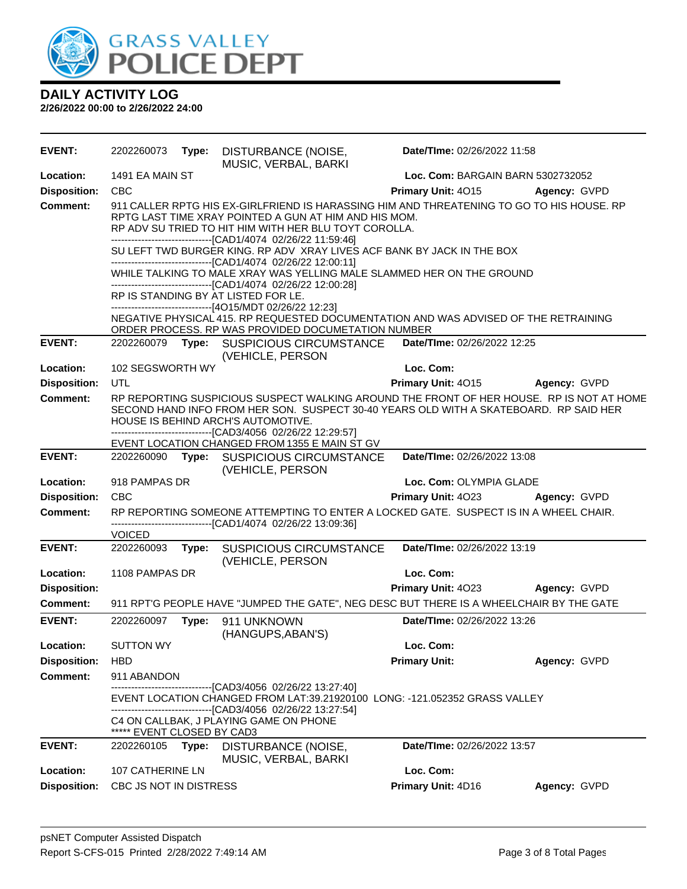# DAILY ACTIVITY LOG

**2/26/2022 00:00 to 2/26/2022 24:00**

---

**EVENT:** 2202260073 **Type:** DISTURBANCE (NOISE, MUSIC, VERBAL, BARKI **Date/TIme:** 02/26/2022 11:58

**Location:** 1491 EA MAIN ST **Loc. Com:** BARGAIN BARN 5302732052

**Disposition:** CBC **Primary Unit:** 4O15 **Agency:** GVPD

**Comment:** 911 CALLER RPTG HIS EX-GIRLFREIND IS HARASSING HIM AND THREATENING TO GO TO HIS HOUSE. RP RPTG LAST TIME XRAY POINTED A GUN AT HIM AND HIS MOM.
RP ADV SU TRIED TO HIT HIM WITH HER BLU TOYT COROLLA.
------------------------------[CAD1/4074 02/26/22 11:59:46]
SU LEFT TWD BURGER KING. RP ADV XRAY LIVES ACF BANK BY JACK IN THE BOX
------------------------------[CAD1/4074 02/26/22 12:00:11]
WHILE TALKING TO MALE XRAY WAS YELLING MALE SLAMMED HER ON THE GROUND
------------------------------[CAD1/4074 02/26/22 12:00:28]
RP IS STANDING BY AT LISTED FOR LE.
------------------------------[4O15/MDT 02/26/22 12:23]
NEGATIVE PHYSICAL 415. RP REQUESTED DOCUMENTATION AND WAS ADVISED OF THE RETRAINING ORDER PROCESS. RP WAS PROVIDED DOCUMETATION NUMBER

---

**EVENT:** 2202260079 **Type:** SUSPICIOUS CIRCUMSTANCE (VEHICLE, PERSON **Date/TIme:** 02/26/2022 12:25

**Location:** 102 SEGSWORTH WY **Loc. Com:**

**Disposition:** UTL **Primary Unit:** 4O15 **Agency:** GVPD

**Comment:** RP REPORTING SUSPICIOUS SUSPECT WALKING AROUND THE FRONT OF HER HOUSE. RP IS NOT AT HOME SECOND HAND INFO FROM HER SON. SUSPECT 30-40 YEARS OLD WITH A SKATEBOARD. RP SAID HER HOUSE IS BEHIND ARCH'S AUTOMOTIVE.
------------------------------[CAD3/4056 02/26/22 12:29:57]
EVENT LOCATION CHANGED FROM 1355 E MAIN ST GV

---

**EVENT:** 2202260090 **Type:** SUSPICIOUS CIRCUMSTANCE (VEHICLE, PERSON **Date/TIme:** 02/26/2022 13:08

**Location:** 918 PAMPAS DR **Loc. Com:** OLYMPIA GLADE

**Disposition:** CBC **Primary Unit:** 4O23 **Agency:** GVPD

**Comment:** RP REPORTING SOMEONE ATTEMPTING TO ENTER A LOCKED GATE. SUSPECT IS IN A WHEEL CHAIR.
------------------------------[CAD1/4074 02/26/22 13:09:36]
VOICED

---

**EVENT:** 2202260093 **Type:** SUSPICIOUS CIRCUMSTANCE (VEHICLE, PERSON **Date/TIme:** 02/26/2022 13:19

**Location:** 1108 PAMPAS DR **Loc. Com:**

**Disposition:** **Primary Unit:** 4O23 **Agency:** GVPD

**Comment:** 911 RPT'G PEOPLE HAVE "JUMPED THE GATE", NEG DESC BUT THERE IS A WHEELCHAIR BY THE GATE

---

**EVENT:** 2202260097 **Type:** 911 UNKNOWN (HANGUPS,ABAN'S) **Date/TIme:** 02/26/2022 13:26

**Location:** SUTTON WY **Loc. Com:**

**Disposition:** HBD **Primary Unit:** **Agency:** GVPD

**Comment:** 911 ABANDON
------------------------------[CAD3/4056 02/26/22 13:27:40]
EVENT LOCATION CHANGED FROM LAT:39.21920100 LONG: -121.052352 GRASS VALLEY
------------------------------[CAD3/4056 02/26/22 13:27:54]
C4 ON CALLBAK, J PLAYING GAME ON PHONE
***** EVENT CLOSED BY CAD3

---

**EVENT:** 2202260105 **Type:** DISTURBANCE (NOISE, MUSIC, VERBAL, BARKI **Date/TIme:** 02/26/2022 13:57

**Location:** 107 CATHERINE LN **Loc. Com:**

**Disposition:** CBC JS NOT IN DISTRESS **Primary Unit:** 4D16 **Agency:** GVPD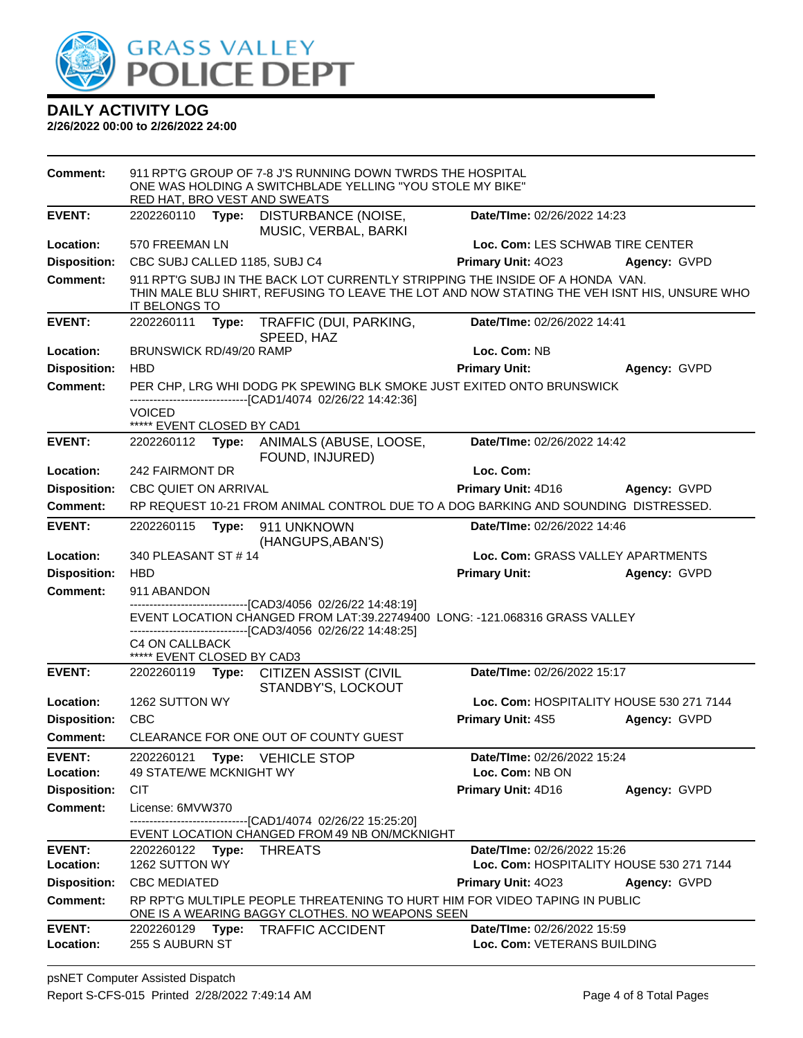# DAILY ACTIVITY LOG

**2/26/2022 00:00 to 2/26/2022 24:00**

**Comment:** 911 RPT'G GROUP OF 7-8 J'S RUNNING DOWN TWRDS THE HOSPITAL ONE WAS HOLDING A SWITCHBLADE YELLING "YOU STOLE MY BIKE" RED HAT, BRO VEST AND SWEATS

---

**EVENT:** 2202260110 **Type:** DISTURBANCE (NOISE, MUSIC, VERBAL, BARKI **Date/TIme:** 02/26/2022 14:23
**Location:** 570 FREEMAN LN **Loc. Com:** LES SCHWAB TIRE CENTER
**Disposition:** CBC SUBJ CALLED 1185, SUBJ C4 **Primary Unit:** 4O23 **Agency:** GVPD
**Comment:** 911 RPT'G SUBJ IN THE BACK LOT CURRENTLY STRIPPING THE INSIDE OF A HONDA VAN. THIN MALE BLU SHIRT, REFUSING TO LEAVE THE LOT AND NOW STATING THE VEH ISNT HIS, UNSURE WHO IT BELONGS TO

---

**EVENT:** 2202260111 **Type:** TRAFFIC (DUI, PARKING, SPEED, HAZ **Date/TIme:** 02/26/2022 14:41
**Location:** BRUNSWICK RD/49/20 RAMP **Loc. Com:** NB
**Disposition:** HBD **Primary Unit:** **Agency:** GVPD
**Comment:** PER CHP, LRG WHI DODG PK SPEWING BLK SMOKE JUST EXITED ONTO BRUNSWICK
------------------------------[CAD1/4074 02/26/22 14:42:36]
VOICED
***** EVENT CLOSED BY CAD1

---

**EVENT:** 2202260112 **Type:** ANIMALS (ABUSE, LOOSE, FOUND, INJURED) **Date/TIme:** 02/26/2022 14:42
**Location:** 242 FAIRMONT DR **Loc. Com:**
**Disposition:** CBC QUIET ON ARRIVAL **Primary Unit:** 4D16 **Agency:** GVPD
**Comment:** RP REQUEST 10-21 FROM ANIMAL CONTROL DUE TO A DOG BARKING AND SOUNDING DISTRESSED.

---

**EVENT:** 2202260115 **Type:** 911 UNKNOWN (HANGUPS,ABAN'S) **Date/TIme:** 02/26/2022 14:46
**Location:** 340 PLEASANT ST # 14 **Loc. Com:** GRASS VALLEY APARTMENTS
**Disposition:** HBD **Primary Unit:** **Agency:** GVPD
**Comment:** 911 ABANDON
------------------------------[CAD3/4056 02/26/22 14:48:19]
EVENT LOCATION CHANGED FROM LAT:39.22749400 LONG: -121.068316 GRASS VALLEY
------------------------------[CAD3/4056 02/26/22 14:48:25]
C4 ON CALLBACK
***** EVENT CLOSED BY CAD3

---

**EVENT:** 2202260119 **Type:** CITIZEN ASSIST (CIVIL STANDBY'S, LOCKOUT **Date/TIme:** 02/26/2022 15:17
**Location:** 1262 SUTTON WY **Loc. Com:** HOSPITALITY HOUSE 530 271 7144
**Disposition:** CBC **Primary Unit:** 4S5 **Agency:** GVPD
**Comment:** CLEARANCE FOR ONE OUT OF COUNTY GUEST

---

**EVENT:** 2202260121 **Type:** VEHICLE STOP **Date/TIme:** 02/26/2022 15:24
**Location:** 49 STATE/WE MCKNIGHT WY **Loc. Com:** NB ON
**Disposition:** CIT **Primary Unit:** 4D16 **Agency:** GVPD
**Comment:** License: 6MVW370
------------------------------[CAD1/4074 02/26/22 15:25:20]
EVENT LOCATION CHANGED FROM 49 NB ON/MCKNIGHT

---

**EVENT:** 2202260122 **Type:** THREATS **Date/TIme:** 02/26/2022 15:26
**Location:** 1262 SUTTON WY **Loc. Com:** HOSPITALITY HOUSE 530 271 7144
**Disposition:** CBC MEDIATED **Primary Unit:** 4O23 **Agency:** GVPD
**Comment:** RP RPT'G MULTIPLE PEOPLE THREATENING TO HURT HIM FOR VIDEO TAPING IN PUBLIC ONE IS A WEARING BAGGY CLOTHES. NO WEAPONS SEEN

---

**EVENT:** 2202260129 **Type:** TRAFFIC ACCIDENT **Date/TIme:** 02/26/2022 15:59
**Location:** 255 S AUBURN ST **Loc. Com:** VETERANS BUILDING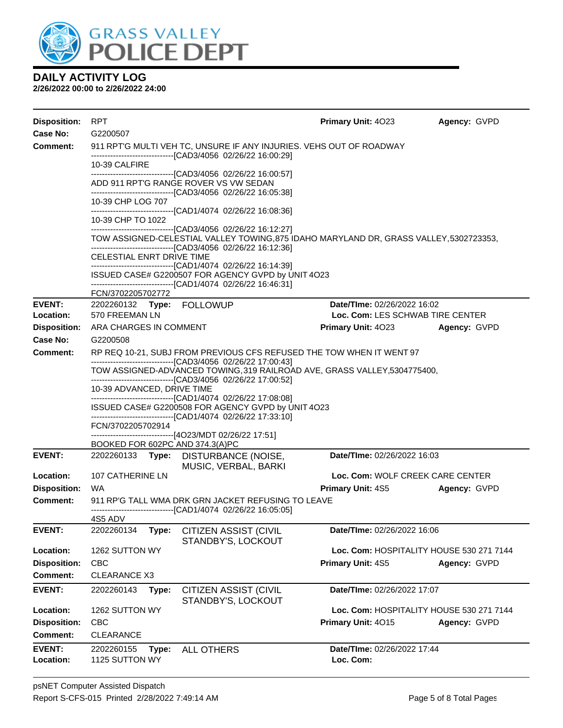# DAILY ACTIVITY LOG

**2/26/2022 00:00 to 2/26/2022 24:00**

**Disposition:** RPT **Primary Unit:** 4O23 **Agency:** GVPD
**Case No:** G2200507
**Comment:** 911 RPT'G MULTI VEH TC, UNSURE IF ANY INJURIES. VEHS OUT OF ROADWAY
------------------------------[CAD3/4056 02/26/22 16:00:29]
10-39 CALFIRE
------------------------------[CAD3/4056 02/26/22 16:00:57]
ADD 911 RPT'G RANGE ROVER VS VW SEDAN
------------------------------[CAD3/4056 02/26/22 16:05:38]
10-39 CHP LOG 707
------------------------------[CAD1/4074 02/26/22 16:08:36]
10-39 CHP TO 1022
------------------------------[CAD3/4056 02/26/22 16:12:27]
TOW ASSIGNED-CELESTIAL VALLEY TOWING,875 IDAHO MARYLAND DR, GRASS VALLEY,5302723353,
------------------------------[CAD3/4056 02/26/22 16:12:36]
CELESTIAL ENRT DRIVE TIME
------------------------------[CAD1/4074 02/26/22 16:14:39]
ISSUED CASE# G2200507 FOR AGENCY GVPD by UNIT 4O23
------------------------------[CAD1/4074 02/26/22 16:46:31]
FCN/3702205702772

---

**EVENT:** 2202260132 **Type:** FOLLOWUP **Date/TIme:** 02/26/2022 16:02
**Location:** 570 FREEMAN LN **Loc. Com:** LES SCHWAB TIRE CENTER
**Disposition:** ARA CHARGES IN COMMENT **Primary Unit:** 4O23 **Agency:** GVPD
**Case No:** G2200508
**Comment:** RP REQ 10-21, SUBJ FROM PREVIOUS CFS REFUSED THE TOW WHEN IT WENT 97
------------------------------[CAD3/4056 02/26/22 17:00:43]
TOW ASSIGNED-ADVANCED TOWING,319 RAILROAD AVE, GRASS VALLEY,5304775400,
------------------------------[CAD3/4056 02/26/22 17:00:52]
10-39 ADVANCED, DRIVE TIME
------------------------------[CAD1/4074 02/26/22 17:08:08]
ISSUED CASE# G2200508 FOR AGENCY GVPD by UNIT 4O23
------------------------------[CAD1/4074 02/26/22 17:33:10]
FCN/3702205702914
------------------------------[4O23/MDT 02/26/22 17:51]
BOOKED FOR 602PC AND 374.3(A)PC

---

**EVENT:** 2202260133 **Type:** DISTURBANCE (NOISE, MUSIC, VERBAL, BARKI **Date/TIme:** 02/26/2022 16:03
**Location:** 107 CATHERINE LN **Loc. Com:** WOLF CREEK CARE CENTER
**Disposition:** WA **Primary Unit:** 4S5 **Agency:** GVPD
**Comment:** 911 RP'G TALL WMA DRK GRN JACKET REFUSING TO LEAVE
------------------------------[CAD1/4074 02/26/22 16:05:05]
4S5 ADV

---

**EVENT:** 2202260134 **Type:** CITIZEN ASSIST (CIVIL STANDBY'S, LOCKOUT **Date/TIme:** 02/26/2022 16:06
**Location:** 1262 SUTTON WY **Loc. Com:** HOSPITALITY HOUSE 530 271 7144
**Disposition:** CBC **Primary Unit:** 4S5 **Agency:** GVPD
**Comment:** CLEARANCE X3

---

**EVENT:** 2202260143 **Type:** CITIZEN ASSIST (CIVIL STANDBY'S, LOCKOUT **Date/TIme:** 02/26/2022 17:07
**Location:** 1262 SUTTON WY **Loc. Com:** HOSPITALITY HOUSE 530 271 7144
**Disposition:** CBC **Primary Unit:** 4O15 **Agency:** GVPD
**Comment:** CLEARANCE

---

**EVENT:** 2202260155 **Type:** ALL OTHERS **Date/TIme:** 02/26/2022 17:44
**Location:** 1125 SUTTON WY **Loc. Com:**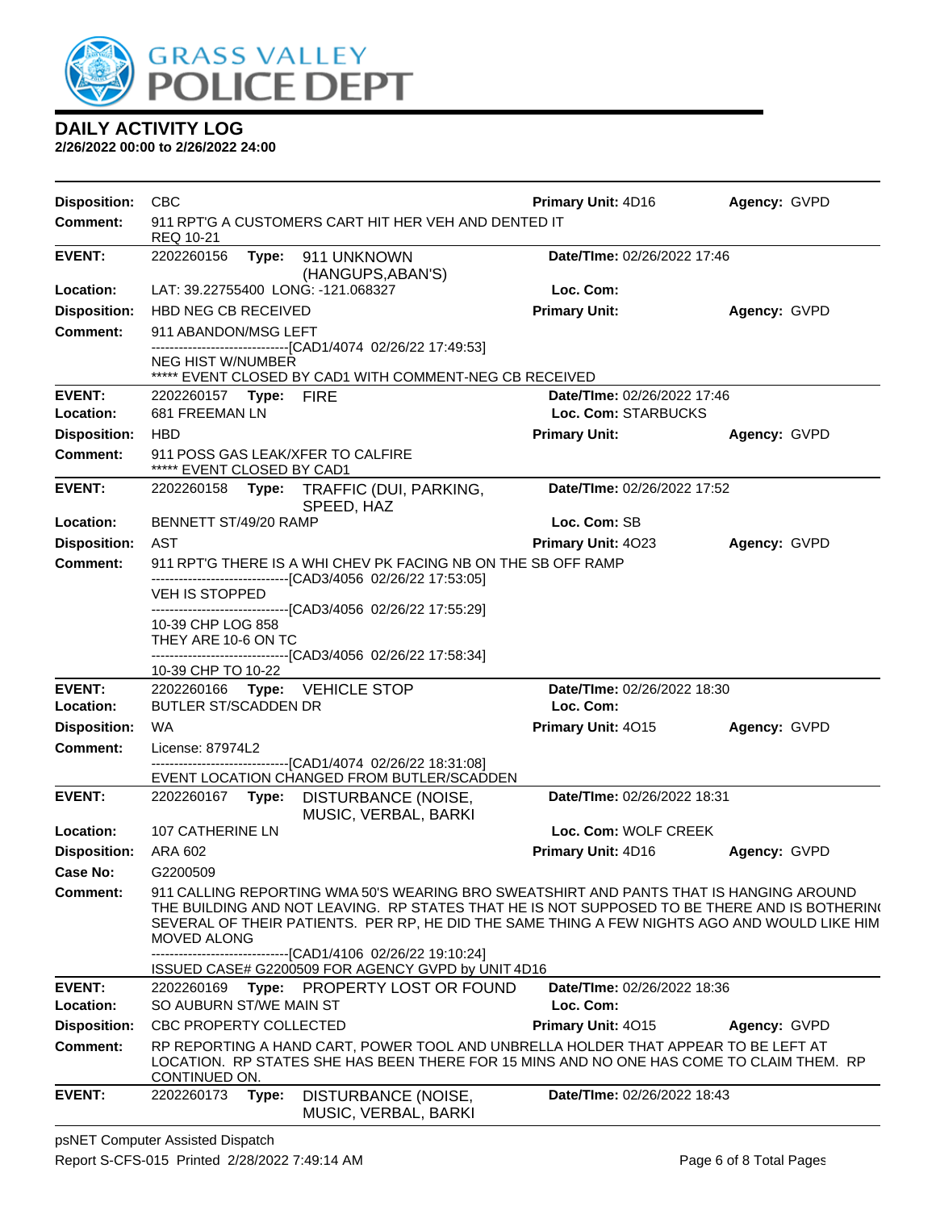# DAILY ACTIVITY LOG

**2/26/2022 00:00 to 2/26/2022 24:00**

**Disposition:** CBC **Primary Unit:** 4D16 **Agency:** GVPD
**Comment:** 911 RPT'G A CUSTOMERS CART HIT HER VEH AND DENTED IT
REQ 10-21

---

**EVENT:** 2202260156 **Type:** 911 UNKNOWN (HANGUPS,ABAN'S) **Date/TIme:** 02/26/2022 17:46
**Location:** LAT: 39.22755400 LONG: -121.068327 **Loc. Com:**
**Disposition:** HBD NEG CB RECEIVED **Primary Unit:** **Agency:** GVPD
**Comment:** 911 ABANDON/MSG LEFT
------------------------------[CAD1/4074 02/26/22 17:49:53]
NEG HIST W/NUMBER
***** EVENT CLOSED BY CAD1 WITH COMMENT-NEG CB RECEIVED

---

**EVENT:** 2202260157 **Type:** FIRE **Date/TIme:** 02/26/2022 17:46
**Location:** 681 FREEMAN LN **Loc. Com:** STARBUCKS
**Disposition:** HBD **Primary Unit:** **Agency:** GVPD
**Comment:** 911 POSS GAS LEAK/XFER TO CALFIRE
***** EVENT CLOSED BY CAD1

---

**EVENT:** 2202260158 **Type:** TRAFFIC (DUI, PARKING, SPEED, HAZ **Date/TIme:** 02/26/2022 17:52
**Location:** BENNETT ST/49/20 RAMP **Loc. Com:** SB
**Disposition:** AST **Primary Unit:** 4O23 **Agency:** GVPD
**Comment:** 911 RPT'G THERE IS A WHI CHEV PK FACING NB ON THE SB OFF RAMP
------------------------------[CAD3/4056 02/26/22 17:53:05]
VEH IS STOPPED
------------------------------[CAD3/4056 02/26/22 17:55:29]
10-39 CHP LOG 858
THEY ARE 10-6 ON TC
------------------------------[CAD3/4056 02/26/22 17:58:34]
10-39 CHP TO 10-22

---

**EVENT:** 2202260166 **Type:** VEHICLE STOP **Date/TIme:** 02/26/2022 18:30
**Location:** BUTLER ST/SCADDEN DR **Loc. Com:**
**Disposition:** WA **Primary Unit:** 4O15 **Agency:** GVPD
**Comment:** License: 87974L2
------------------------------[CAD1/4074 02/26/22 18:31:08]
EVENT LOCATION CHANGED FROM BUTLER/SCADDEN

---

**EVENT:** 2202260167 **Type:** DISTURBANCE (NOISE, MUSIC, VERBAL, BARKI **Date/TIme:** 02/26/2022 18:31
**Location:** 107 CATHERINE LN **Loc. Com:** WOLF CREEK
**Disposition:** ARA 602 **Primary Unit:** 4D16 **Agency:** GVPD
**Case No:** G2200509
**Comment:** 911 CALLING REPORTING WMA 50'S WEARING BRO SWEATSHIRT AND PANTS THAT IS HANGING AROUND THE BUILDING AND NOT LEAVING. RP STATES THAT HE IS NOT SUPPOSED TO BE THERE AND IS BOTHERIN( SEVERAL OF THEIR PATIENTS. PER RP, HE DID THE SAME THING A FEW NIGHTS AGO AND WOULD LIKE HIM MOVED ALONG
------------------------------[CAD1/4106 02/26/22 19:10:24]
ISSUED CASE# G2200509 FOR AGENCY GVPD by UNIT 4D16

---

**EVENT:** 2202260169 **Type:** PROPERTY LOST OR FOUND **Date/TIme:** 02/26/2022 18:36
**Location:** SO AUBURN ST/WE MAIN ST **Loc. Com:**
**Disposition:** CBC PROPERTY COLLECTED **Primary Unit:** 4O15 **Agency:** GVPD
**Comment:** RP REPORTING A HAND CART, POWER TOOL AND UNBRELLA HOLDER THAT APPEAR TO BE LEFT AT LOCATION. RP STATES SHE HAS BEEN THERE FOR 15 MINS AND NO ONE HAS COME TO CLAIM THEM. RP CONTINUED ON.

---

**EVENT:** 2202260173 **Type:** DISTURBANCE (NOISE, MUSIC, VERBAL, BARKI **Date/TIme:** 02/26/2022 18:43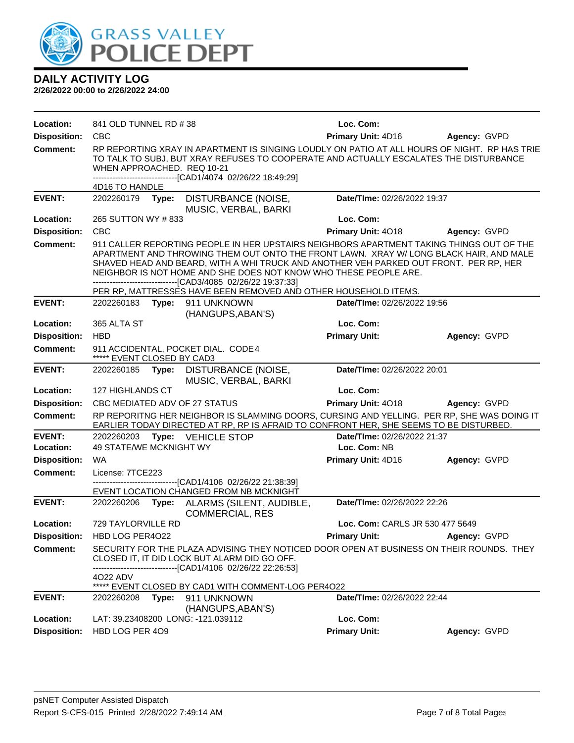# DAILY ACTIVITY LOG

**2/26/2022 00:00 to 2/26/2022 24:00**

**Location:** 841 OLD TUNNEL RD # 38 **Loc. Com:**
**Disposition:** CBC **Primary Unit:** 4D16 **Agency:** GVPD
**Comment:** RP REPORTING XRAY IN APARTMENT IS SINGING LOUDLY ON PATIO AT ALL HOURS OF NIGHT. RP HAS TRIE TO TALK TO SUBJ, BUT XRAY REFUSES TO COOPERATE AND ACTUALLY ESCALATES THE DISTURBANCE WHEN APPROACHED. REQ 10-21
-------------------------------[CAD1/4074 02/26/22 18:49:29]
4D16 TO HANDLE

---

**EVENT:** 2202260179 **Type:** DISTURBANCE (NOISE, MUSIC, VERBAL, BARKI **Date/TIme:** 02/26/2022 19:37
**Location:** 265 SUTTON WY # 833 **Loc. Com:**
**Disposition:** CBC **Primary Unit:** 4O18 **Agency:** GVPD
**Comment:** 911 CALLER REPORTING PEOPLE IN HER UPSTAIRS NEIGHBORS APARTMENT TAKING THINGS OUT OF THE APARTMENT AND THROWING THEM OUT ONTO THE FRONT LAWN. XRAY W/ LONG BLACK HAIR, AND MALE SHAVED HEAD AND BEARD, WITH A WHI TRUCK AND ANOTHER VEH PARKED OUT FRONT. PER RP, HER NEIGHBOR IS NOT HOME AND SHE DOES NOT KNOW WHO THESE PEOPLE ARE.
-------------------------------[CAD3/4085 02/26/22 19:37:33]
PER RP, MATTRESSES HAVE BEEN REMOVED AND OTHER HOUSEHOLD ITEMS.

---

**EVENT:** 2202260183 **Type:** 911 UNKNOWN (HANGUPS,ABAN'S) **Date/TIme:** 02/26/2022 19:56
**Location:** 365 ALTA ST **Loc. Com:**
**Disposition:** HBD **Primary Unit:** **Agency:** GVPD
**Comment:** 911 ACCIDENTAL, POCKET DIAL. CODE4
***** EVENT CLOSED BY CAD3

---

**EVENT:** 2202260185 **Type:** DISTURBANCE (NOISE, MUSIC, VERBAL, BARKI **Date/TIme:** 02/26/2022 20:01
**Location:** 127 HIGHLANDS CT **Loc. Com:**
**Disposition:** CBC MEDIATED ADV OF 27 STATUS **Primary Unit:** 4O18 **Agency:** GVPD
**Comment:** RP REPORITNG HER NEIGHBOR IS SLAMMING DOORS, CURSING AND YELLING. PER RP, SHE WAS DOING IT EARLIER TODAY DIRECTED AT RP, RP IS AFRAID TO CONFRONT HER, SHE SEEMS TO BE DISTURBED.

---

**EVENT:** 2202260203 **Type:** VEHICLE STOP **Date/TIme:** 02/26/2022 21:37
**Location:** 49 STATE/WE MCKNIGHT WY **Loc. Com:** NB
**Disposition:** WA **Primary Unit:** 4D16 **Agency:** GVPD
**Comment:** License: 7TCE223
-------------------------------[CAD1/4106 02/26/22 21:38:39]
EVENT LOCATION CHANGED FROM NB MCKNIGHT

---

**EVENT:** 2202260206 **Type:** ALARMS (SILENT, AUDIBLE, COMMERCIAL, RES **Date/TIme:** 02/26/2022 22:26
**Location:** 729 TAYLORVILLE RD **Loc. Com:** CARLS JR 530 477 5649
**Disposition:** HBD LOG PER4O22 **Primary Unit:** **Agency:** GVPD
**Comment:** SECURITY FOR THE PLAZA ADVISING THEY NOTICED DOOR OPEN AT BUSINESS ON THEIR ROUNDS. THEY CLOSED IT, IT DID LOCK BUT ALARM DID GO OFF.
-------------------------------[CAD1/4106 02/26/22 22:26:53]
4O22 ADV
***** EVENT CLOSED BY CAD1 WITH COMMENT-LOG PER4O22

---

**EVENT:** 2202260208 **Type:** 911 UNKNOWN (HANGUPS,ABAN'S) **Date/TIme:** 02/26/2022 22:44
**Location:** LAT: 39.23408200 LONG: -121.039112 **Loc. Com:**
**Disposition:** HBD LOG PER 4O9 **Primary Unit:** **Agency:** GVPD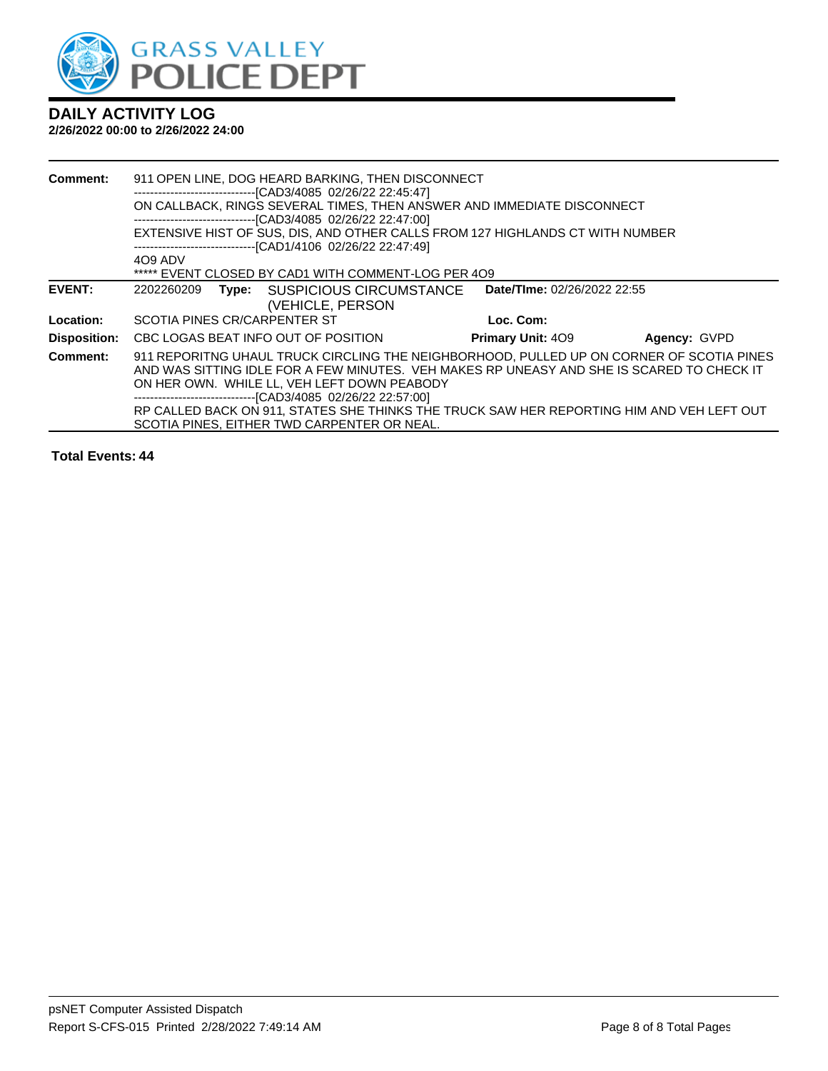## DAILY ACTIVITY LOG

**2/26/2022 00:00 to 2/26/2022 24:00**

**Comment:** 911 OPEN LINE, DOG HEARD BARKING, THEN DISCONNECT
------------------------------[CAD3/4085 02/26/22 22:45:47]
ON CALLBACK, RINGS SEVERAL TIMES, THEN ANSWER AND IMMEDIATE DISCONNECT
------------------------------[CAD3/4085 02/26/22 22:47:00]
EXTENSIVE HIST OF SUS, DIS, AND OTHER CALLS FROM 127 HIGHLANDS CT WITH NUMBER
------------------------------[CAD1/4106 02/26/22 22:47:49]
4O9 ADV
***** EVENT CLOSED BY CAD1 WITH COMMENT-LOG PER 4O9

---

**EVENT:** 2202260209 **Type:** SUSPICIOUS CIRCUMSTANCE (VEHICLE, PERSON **Date/TIme:** 02/26/2022 22:55

**Location:** SCOTIA PINES CR/CARPENTER ST **Loc. Com:**

**Disposition:** CBC LOGAS BEAT INFO OUT OF POSITION **Primary Unit:** 4O9 **Agency:** GVPD

**Comment:** 911 REPORITNG UHAUL TRUCK CIRCLING THE NEIGHBORHOOD, PULLED UP ON CORNER OF SCOTIA PINES AND WAS SITTING IDLE FOR A FEW MINUTES. VEH MAKES RP UNEASY AND SHE IS SCARED TO CHECK IT ON HER OWN. WHILE LL, VEH LEFT DOWN PEABODY
------------------------------[CAD3/4085 02/26/22 22:57:00]
RP CALLED BACK ON 911, STATES SHE THINKS THE TRUCK SAW HER REPORTING HIM AND VEH LEFT OUT SCOTIA PINES, EITHER TWD CARPENTER OR NEAL.

---

**Total Events: 44**